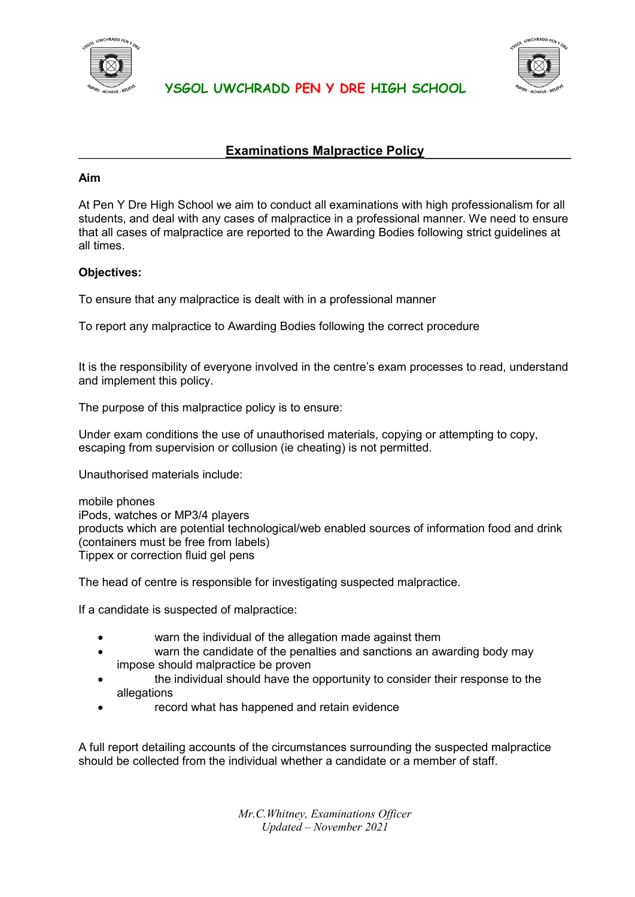# YSGOL UWCHRADD PEN Y DRE HIGH SCHOOL

## Examinations Malpractice Policy

**Aim**

At Pen Y Dre High School we aim to conduct all examinations with high professionalism for all students, and deal with any cases of malpractice in a professional manner. We need to ensure that all cases of malpractice are reported to the Awarding Bodies following strict guidelines at all times.

**Objectives:**

To ensure that any malpractice is dealt with in a professional manner

To report any malpractice to Awarding Bodies following the correct procedure

It is the responsibility of everyone involved in the centre's exam processes to read, understand and implement this policy.

The purpose of this malpractice policy is to ensure:

Under exam conditions the use of unauthorised materials, copying or attempting to copy, escaping from supervision or collusion (ie cheating) is not permitted.

Unauthorised materials include:

mobile phones
iPods, watches or MP3/4 players
products which are potential technological/web enabled sources of information food and drink (containers must be free from labels)
Tippex or correction fluid gel pens

The head of centre is responsible for investigating suspected malpractice.

If a candidate is suspected of malpractice:

- warn the individual of the allegation made against them
- warn the candidate of the penalties and sanctions an awarding body may impose should malpractice be proven
- the individual should have the opportunity to consider their response to the allegations
- record what has happened and retain evidence

A full report detailing accounts of the circumstances surrounding the suspected malpractice should be collected from the individual whether a candidate or a member of staff.

*Mr.C.Whitney, Examinations Officer*
*Updated – November 2021*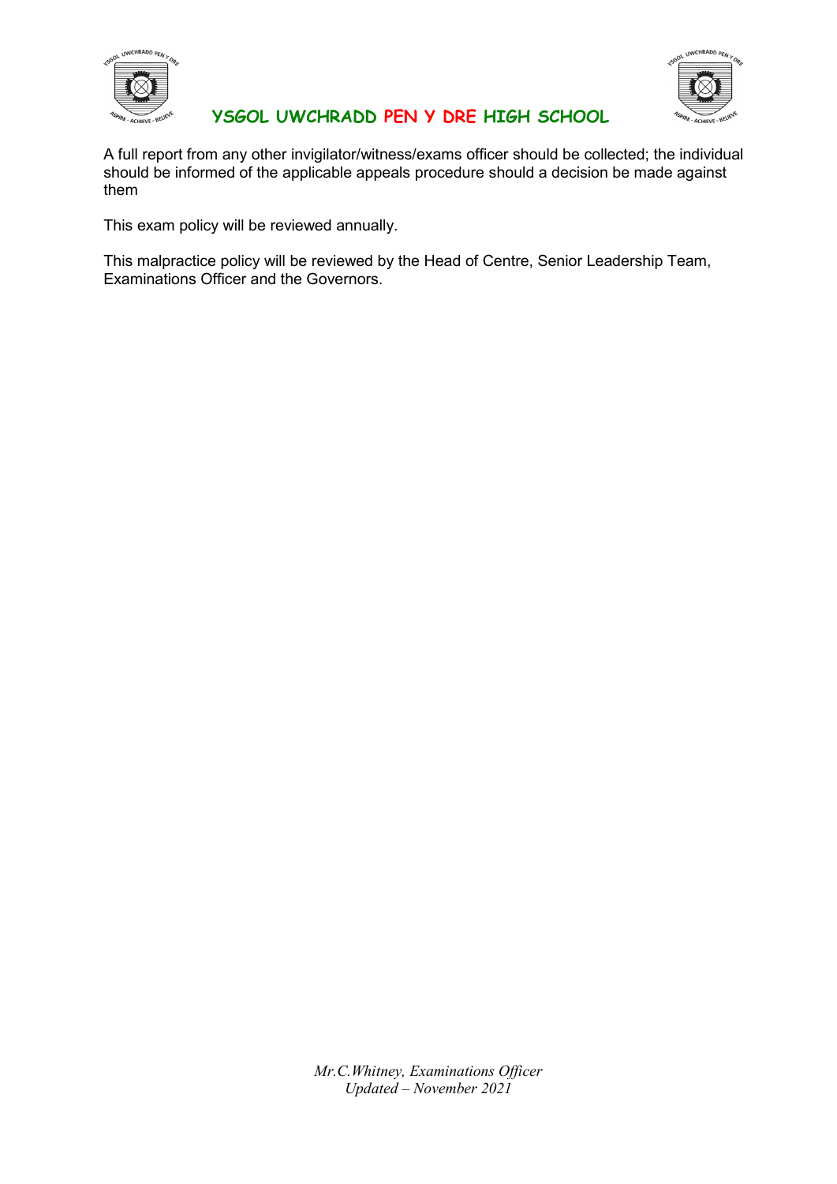A full report from any other invigilator/witness/exams officer should be collected; the individual should be informed of the applicable appeals procedure should a decision be made against them

This exam policy will be reviewed annually.

This malpractice policy will be reviewed by the Head of Centre, Senior Leadership Team, Examinations Officer and the Governors.

*Mr.C.Whitney, Examinations Officer*
*Updated – November 2021*